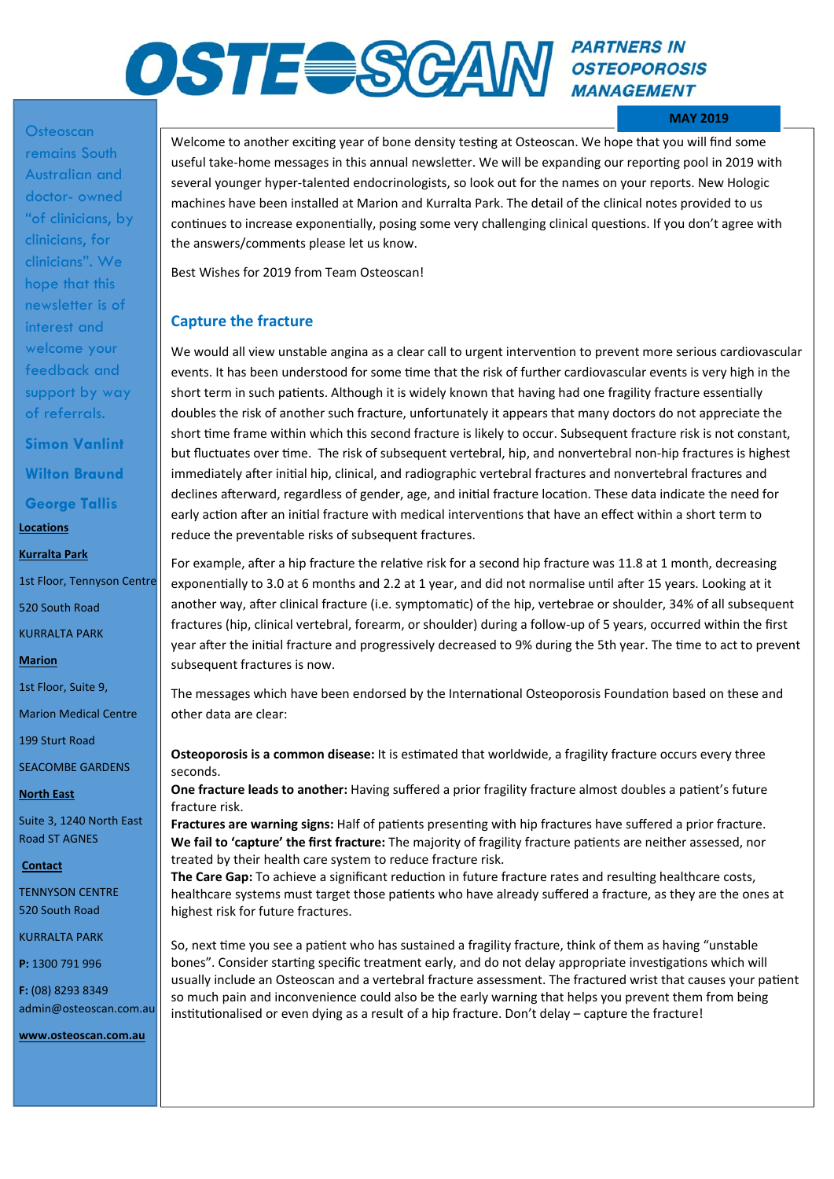# OSTEOSCAN

**PARTNERS IN OSTEOPOROSIS MANAGEMENT**

**MAY 2019**

Welcome to another exciting year of bone density testing at Osteoscan. We hope that you will find some useful take-home messages in this annual newsletter. We will be expanding our reporting pool in 2019 with several younger hyper-talented endocrinologists, so look out for the names on your reports. New Hologic machines have been installed at Marion and Kurralta Park. The detail of the clinical notes provided to us continues to increase exponentially, posing some very challenging clinical questions. If you don't agree with the answers/comments please let us know.

Best Wishes for 2019 from Team Osteoscan!

## Capture the fracture

We would all view unstable angina as a clear call to urgent intervention to prevent more serious cardiovascular events. It has been understood for some time that the risk of further cardiovascular events is very high in the short term in such patients. Although it is widely known that having had one fragility fracture essentially doubles the risk of another such fracture, unfortunately it appears that many doctors do not appreciate the short time frame within which this second fracture is likely to occur. Subsequent fracture risk is not constant, but fluctuates over time. The risk of subsequent vertebral, hip, and nonvertebral non-hip fractures is highest immediately after initial hip, clinical, and radiographic vertebral fractures and nonvertebral fractures and declines afterward, regardless of gender, age, and initial fracture location. These data indicate the need for early action after an initial fracture with medical interventions that have an effect within a short term to reduce the preventable risks of subsequent fractures.

For example, after a hip fracture the relative risk for a second hip fracture was 11.8 at 1 month, decreasing exponentially to 3.0 at 6 months and 2.2 at 1 year, and did not normalise until after 15 years. Looking at it another way, after clinical fracture (i.e. symptomatic) of the hip, vertebrae or shoulder, 34% of all subsequent fractures (hip, clinical vertebral, forearm, or shoulder) during a follow-up of 5 years, occurred within the first year after the initial fracture and progressively decreased to 9% during the 5th year. The time to act to prevent subsequent fractures is now.

The messages which have been endorsed by the International Osteoporosis Foundation based on these and other data are clear:

**Osteoporosis is a common disease:** It is estimated that worldwide, a fragility fracture occurs every three seconds.
**One fracture leads to another:** Having suffered a prior fragility fracture almost doubles a patient's future fracture risk.
**Fractures are warning signs:** Half of patients presenting with hip fractures have suffered a prior fracture.
**We fail to 'capture' the first fracture:** The majority of fragility fracture patients are neither assessed, nor treated by their health care system to reduce fracture risk.
**The Care Gap:** To achieve a significant reduction in future fracture rates and resulting healthcare costs, healthcare systems must target those patients who have already suffered a fracture, as they are the ones at highest risk for future fractures.

So, next time you see a patient who has sustained a fragility fracture, think of them as having "unstable bones". Consider starting specific treatment early, and do not delay appropriate investigations which will usually include an Osteoscan and a vertebral fracture assessment. The fractured wrist that causes your patient so much pain and inconvenience could also be the early warning that helps you prevent them from being institutionalised or even dying as a result of a hip fracture. Don't delay – capture the fracture!

---

Osteoscan remains South Australian and doctor- owned "of clinicians, by clinicians, for clinicians". We hope that this newsletter is of interest and welcome your feedback and support by way of referrals.

**Simon Vanlint**

**Wilton Braund**

**George Tallis**

**Locations**

**Kurralta Park**

1st Floor, Tennyson Centre

520 South Road

KURRALTA PARK

**Marion**

1st Floor, Suite 9,

Marion Medical Centre

199 Sturt Road

SEACOMBE GARDENS

**North East**

Suite 3, 1240 North East Road ST AGNES

**Contact**

TENNYSON CENTRE
520 South Road

KURRALTA PARK

**P:** 1300 791 996

**F:** (08) 8293 8349
admin@osteoscan.com.au

**www.osteoscan.com.au**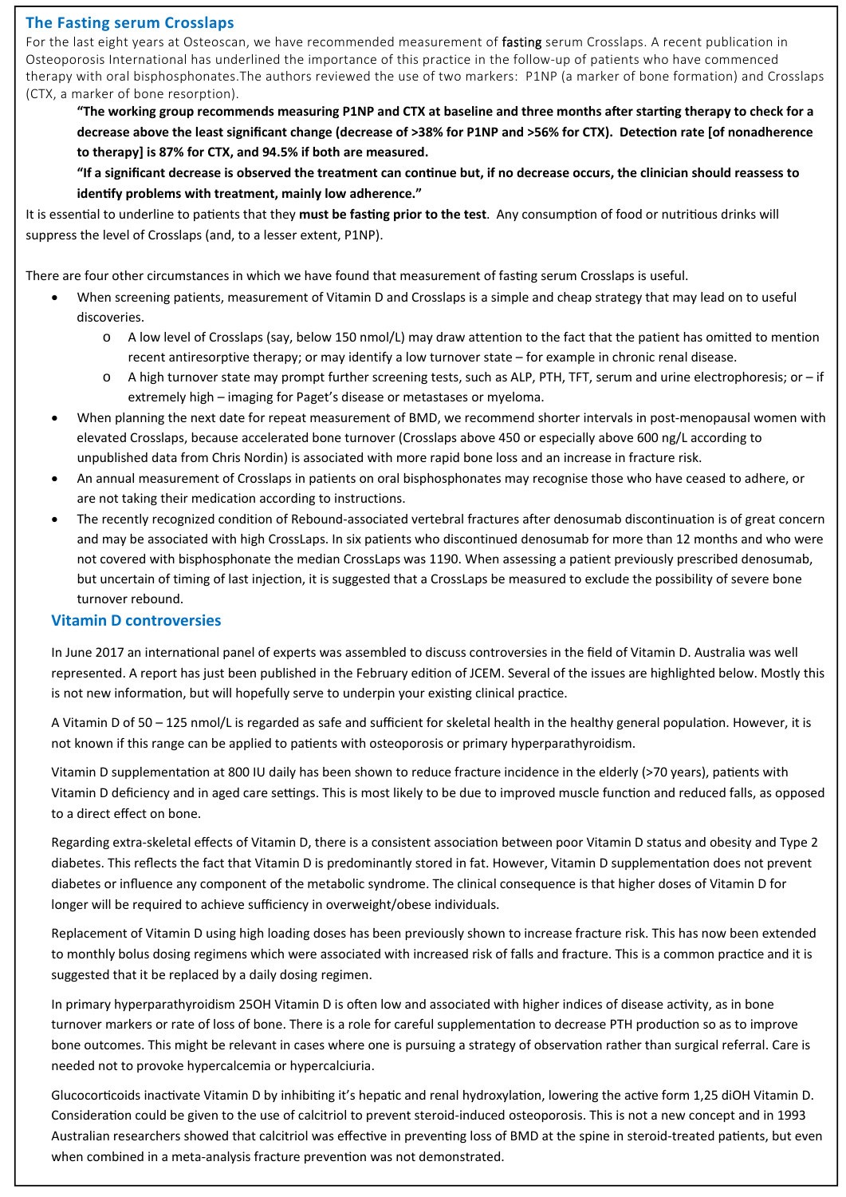## The Fasting serum Crosslaps

For the last eight years at Osteoscan, we have recommended measurement of **fasting** serum Crosslaps. A recent publication in Osteoporosis International has underlined the importance of this practice in the follow-up of patients who have commenced therapy with oral bisphosphonates.The authors reviewed the use of two markers: P1NP (a marker of bone formation) and Crosslaps (CTX, a marker of bone resorption).

> **"The working group recommends measuring P1NP and CTX at baseline and three months after starting therapy to check for a decrease above the least significant change (decrease of >38% for P1NP and >56% for CTX). Detection rate [of nonadherence to therapy] is 87% for CTX, and 94.5% if both are measured.**
>
> **"If a significant decrease is observed the treatment can continue but, if no decrease occurs, the clinician should reassess to identify problems with treatment, mainly low adherence."**

It is essential to underline to patients that they **must be fasting prior to the test**. Any consumption of food or nutritious drinks will suppress the level of Crosslaps (and, to a lesser extent, P1NP).

There are four other circumstances in which we have found that measurement of fasting serum Crosslaps is useful.

- When screening patients, measurement of Vitamin D and Crosslaps is a simple and cheap strategy that may lead on to useful discoveries.
  - A low level of Crosslaps (say, below 150 nmol/L) may draw attention to the fact that the patient has omitted to mention recent antiresorptive therapy; or may identify a low turnover state – for example in chronic renal disease.
  - A high turnover state may prompt further screening tests, such as ALP, PTH, TFT, serum and urine electrophoresis; or – if extremely high – imaging for Paget's disease or metastases or myeloma.
- When planning the next date for repeat measurement of BMD, we recommend shorter intervals in post-menopausal women with elevated Crosslaps, because accelerated bone turnover (Crosslaps above 450 or especially above 600 ng/L according to unpublished data from Chris Nordin) is associated with more rapid bone loss and an increase in fracture risk.
- An annual measurement of Crosslaps in patients on oral bisphosphonates may recognise those who have ceased to adhere, or are not taking their medication according to instructions.
- The recently recognized condition of Rebound-associated vertebral fractures after denosumab discontinuation is of great concern and may be associated with high CrossLaps. In six patients who discontinued denosumab for more than 12 months and who were not covered with bisphosphonate the median CrossLaps was 1190. When assessing a patient previously prescribed denosumab, but uncertain of timing of last injection, it is suggested that a CrossLaps be measured to exclude the possibility of severe bone turnover rebound.

## Vitamin D controversies

In June 2017 an international panel of experts was assembled to discuss controversies in the field of Vitamin D. Australia was well represented. A report has just been published in the February edition of JCEM. Several of the issues are highlighted below. Mostly this is not new information, but will hopefully serve to underpin your existing clinical practice.

A Vitamin D of 50 – 125 nmol/L is regarded as safe and sufficient for skeletal health in the healthy general population. However, it is not known if this range can be applied to patients with osteoporosis or primary hyperparathyroidism.

Vitamin D supplementation at 800 IU daily has been shown to reduce fracture incidence in the elderly (>70 years), patients with Vitamin D deficiency and in aged care settings. This is most likely to be due to improved muscle function and reduced falls, as opposed to a direct effect on bone.

Regarding extra-skeletal effects of Vitamin D, there is a consistent association between poor Vitamin D status and obesity and Type 2 diabetes. This reflects the fact that Vitamin D is predominantly stored in fat. However, Vitamin D supplementation does not prevent diabetes or influence any component of the metabolic syndrome. The clinical consequence is that higher doses of Vitamin D for longer will be required to achieve sufficiency in overweight/obese individuals.

Replacement of Vitamin D using high loading doses has been previously shown to increase fracture risk. This has now been extended to monthly bolus dosing regimens which were associated with increased risk of falls and fracture. This is a common practice and it is suggested that it be replaced by a daily dosing regimen.

In primary hyperparathyroidism 25OH Vitamin D is often low and associated with higher indices of disease activity, as in bone turnover markers or rate of loss of bone. There is a role for careful supplementation to decrease PTH production so as to improve bone outcomes. This might be relevant in cases where one is pursuing a strategy of observation rather than surgical referral. Care is needed not to provoke hypercalcemia or hypercalciuria.

Glucocorticoids inactivate Vitamin D by inhibiting it's hepatic and renal hydroxylation, lowering the active form 1,25 diOH Vitamin D. Consideration could be given to the use of calcitriol to prevent steroid-induced osteoporosis. This is not a new concept and in 1993 Australian researchers showed that calcitriol was effective in preventing loss of BMD at the spine in steroid-treated patients, but even when combined in a meta-analysis fracture prevention was not demonstrated.